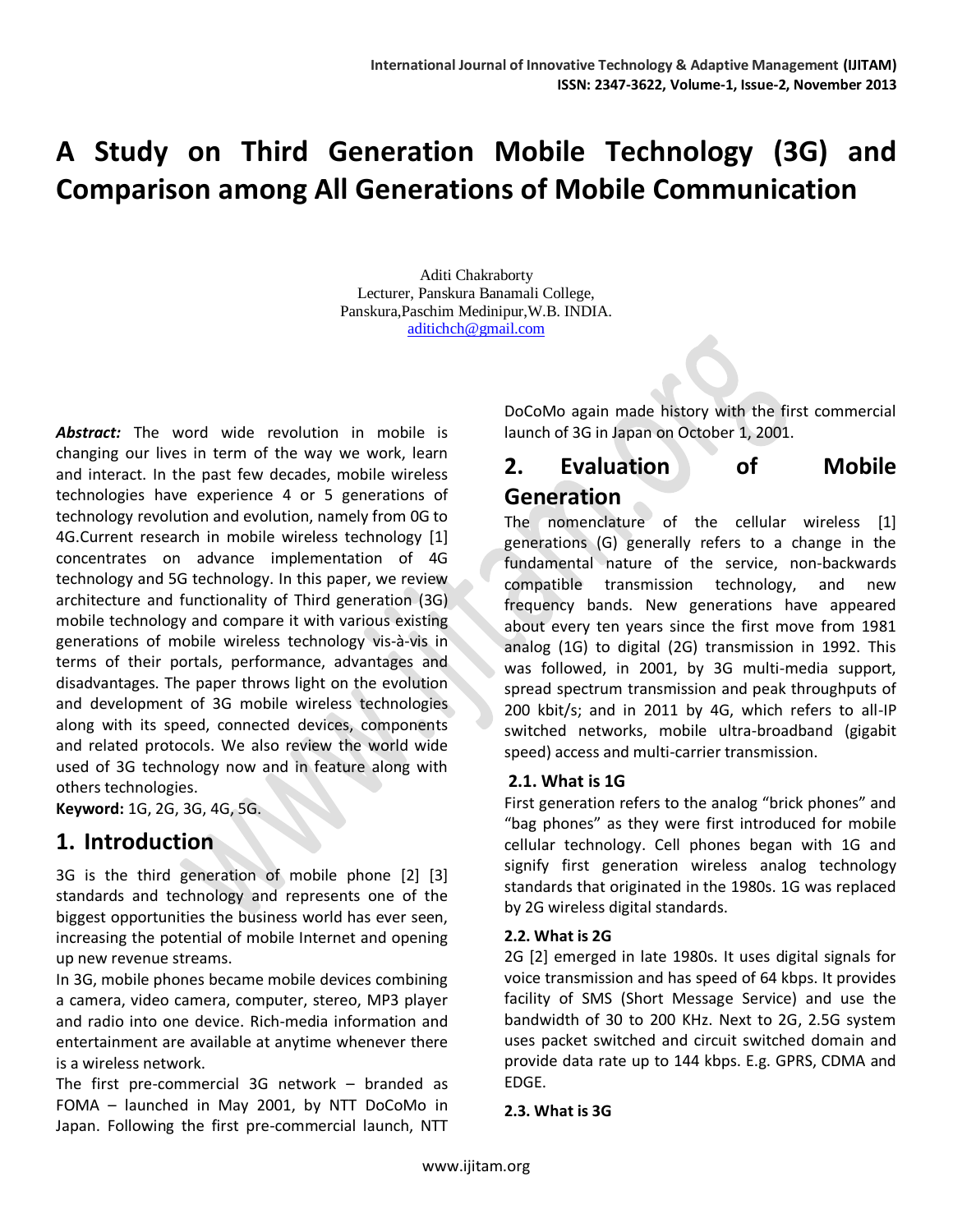// A Study on Third Generation Mobile Technology (3G) and Comparison among All Generations of Mobile Communication

Aditi Chakraborty
Lecturer, Panskura Banamali College,
Panskura,Paschim Medinipur,W.B. INDIA.
aditichch@gmail.com

***Abstract:*** The word wide revolution in mobile is changing our lives in term of the way we work, learn and interact. In the past few decades, mobile wireless technologies have experience 4 or 5 generations of technology revolution and evolution, namely from 0G to 4G.Current research in mobile wireless technology [1] concentrates on advance implementation of 4G technology and 5G technology. In this paper, we review architecture and functionality of Third generation (3G) mobile technology and compare it with various existing generations of mobile wireless technology vis-à-vis in terms of their portals, performance, advantages and disadvantages. The paper throws light on the evolution and development of 3G mobile wireless technologies along with its speed, connected devices, components and related protocols. We also review the world wide used of 3G technology now and in feature along with others technologies.

**Keyword:** 1G, 2G, 3G, 4G, 5G.

## 1. Introduction

3G is the third generation of mobile phone [2] [3] standards and technology and represents one of the biggest opportunities the business world has ever seen, increasing the potential of mobile Internet and opening up new revenue streams.

In 3G, mobile phones became mobile devices combining a camera, video camera, computer, stereo, MP3 player and radio into one device. Rich-media information and entertainment are available at anytime whenever there is a wireless network.

The first pre-commercial 3G network – branded as FOMA – launched in May 2001, by NTT DoCoMo in Japan. Following the first pre-commercial launch, NTT DoCoMo again made history with the first commercial launch of 3G in Japan on October 1, 2001.

## 2. Evaluation of Mobile Generation

The nomenclature of the cellular wireless [1] generations (G) generally refers to a change in the fundamental nature of the service, non-backwards compatible transmission technology, and new frequency bands. New generations have appeared about every ten years since the first move from 1981 analog (1G) to digital (2G) transmission in 1992. This was followed, in 2001, by 3G multi-media support, spread spectrum transmission and peak throughputs of 200 kbit/s; and in 2011 by 4G, which refers to all-IP switched networks, mobile ultra-broadband (gigabit speed) access and multi-carrier transmission.

### 2.1. What is 1G

First generation refers to the analog "brick phones" and "bag phones" as they were first introduced for mobile cellular technology. Cell phones began with 1G and signify first generation wireless analog technology standards that originated in the 1980s. 1G was replaced by 2G wireless digital standards.

### 2.2. What is 2G

2G [2] emerged in late 1980s. It uses digital signals for voice transmission and has speed of 64 kbps. It provides facility of SMS (Short Message Service) and use the bandwidth of 30 to 200 KHz. Next to 2G, 2.5G system uses packet switched and circuit switched domain and provide data rate up to 144 kbps. E.g. GPRS, CDMA and EDGE.

### 2.3. What is 3G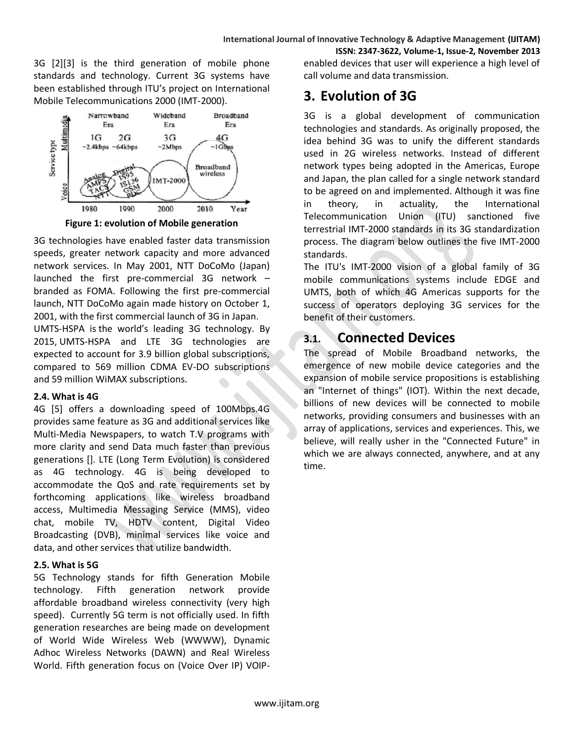3G [2][3] is the third generation of mobile phone standards and technology. Current 3G systems have been established through ITU's project on International Mobile Telecommunications 2000 (IMT-2000).

**Figure 1: evolution of Mobile generation**

3G technologies have enabled faster data transmission speeds, greater network capacity and more advanced network services. In May 2001, NTT DoCoMo (Japan) launched the first pre-commercial 3G network – branded as FOMA. Following the first pre-commercial launch, NTT DoCoMo again made history on October 1, 2001, with the first commercial launch of 3G in Japan.

UMTS-HSPA is the world's leading 3G technology. By 2015, UMTS-HSPA and LTE 3G technologies are expected to account for 3.9 billion global subscriptions, compared to 569 million CDMA EV-DO subscriptions and 59 million WiMAX subscriptions.

### 2.4. What is 4G

4G [5] offers a downloading speed of 100Mbps.4G provides same feature as 3G and additional services like Multi-Media Newspapers, to watch T.V programs with more clarity and send Data much faster than previous generations []. LTE (Long Term Evolution) is considered as 4G technology. 4G is being developed to accommodate the QoS and rate requirements set by forthcoming applications like wireless broadband access, Multimedia Messaging Service (MMS), video chat, mobile TV, HDTV content, Digital Video Broadcasting (DVB), minimal services like voice and data, and other services that utilize bandwidth.

### 2.5. What is 5G

5G Technology stands for fifth Generation Mobile technology. Fifth generation network provide affordable broadband wireless connectivity (very high speed). Currently 5G term is not officially used. In fifth generation researches are being made on development of World Wide Wireless Web (WWWW), Dynamic Adhoc Wireless Networks (DAWN) and Real Wireless World. Fifth generation focus on (Voice Over IP) VOIP-enabled devices that user will experience a high level of call volume and data transmission.

## 3. Evolution of 3G

3G is a global development of communication technologies and standards. As originally proposed, the idea behind 3G was to unify the different standards used in 2G wireless networks. Instead of different network types being adopted in the Americas, Europe and Japan, the plan called for a single network standard to be agreed on and implemented. Although it was fine in theory, in actuality, the International Telecommunication Union (ITU) sanctioned five terrestrial IMT-2000 standards in its 3G standardization process. The diagram below outlines the five IMT-2000 standards.

The ITU's IMT-2000 vision of a global family of 3G mobile communications systems include EDGE and UMTS, both of which 4G Americas supports for the success of operators deploying 3G services for the benefit of their customers.

### 3.1. Connected Devices

The spread of Mobile Broadband networks, the emergence of new mobile device categories and the expansion of mobile service propositions is establishing an "Internet of things" (IOT). Within the next decade, billions of new devices will be connected to mobile networks, providing consumers and businesses with an array of applications, services and experiences. This, we believe, will really usher in the "Connected Future" in which we are always connected, anywhere, and at any time.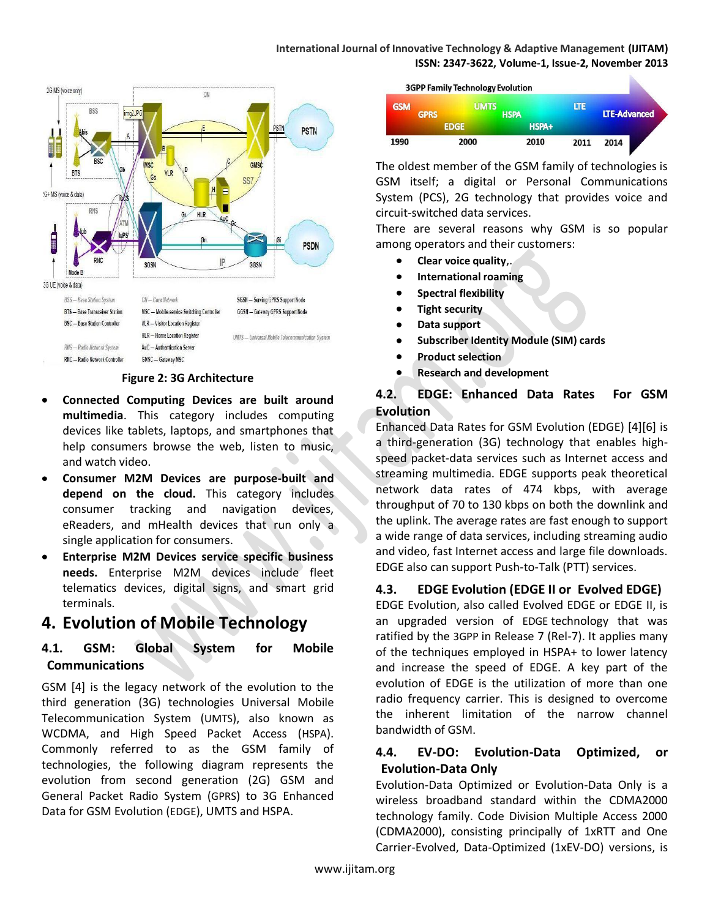Figure 2: 3G Architecture

- **Connected Computing Devices are built around multimedia**. This category includes computing devices like tablets, laptops, and smartphones that help consumers browse the web, listen to music, and watch video.
- **Consumer M2M Devices are purpose-built and depend on the cloud.** This category includes consumer tracking and navigation devices, eReaders, and mHealth devices that run only a single application for consumers.
- **Enterprise M2M Devices service specific business needs.** Enterprise M2M devices include fleet telematics devices, digital signs, and smart grid terminals.

# 4. Evolution of Mobile Technology

## 4.1. GSM: Global System for Mobile Communications

GSM [4] is the legacy network of the evolution to the third generation (3G) technologies Universal Mobile Telecommunication System (UMTS), also known as WCDMA, and High Speed Packet Access (HSPA). Commonly referred to as the GSM family of technologies, the following diagram represents the evolution from second generation (2G) GSM and General Packet Radio System (GPRS) to 3G Enhanced Data for GSM Evolution (EDGE), UMTS and HSPA.

The oldest member of the GSM family of technologies is GSM itself; a digital or Personal Communications System (PCS), 2G technology that provides voice and circuit-switched data services.

There are several reasons why GSM is so popular among operators and their customers:

- **Clear voice quality**,.
- **International roaming**
- **Spectral flexibility**
- **Tight security**
- **Data support**
- **Subscriber Identity Module (SIM) cards**
- **Product selection**
- **Research and development**

## 4.2. EDGE: Enhanced Data Rates For GSM Evolution

Enhanced Data Rates for GSM Evolution (EDGE) [4][6] is a third-generation (3G) technology that enables high-speed packet-data services such as Internet access and streaming multimedia. EDGE supports peak theoretical network data rates of 474 kbps, with average throughput of 70 to 130 kbps on both the downlink and the uplink. The average rates are fast enough to support a wide range of data services, including streaming audio and video, fast Internet access and large file downloads. EDGE also can support Push-to-Talk (PTT) services.

## 4.3. EDGE Evolution (EDGE II or Evolved EDGE)

EDGE Evolution, also called Evolved EDGE or EDGE II, is an upgraded version of EDGE technology that was ratified by the 3GPP in Release 7 (Rel-7). It applies many of the techniques employed in HSPA+ to lower latency and increase the speed of EDGE. A key part of the evolution of EDGE is the utilization of more than one radio frequency carrier. This is designed to overcome the inherent limitation of the narrow channel bandwidth of GSM.

## 4.4. EV-DO: Evolution-Data Optimized, or Evolution-Data Only

Evolution-Data Optimized or Evolution-Data Only is a wireless broadband standard within the CDMA2000 technology family. Code Division Multiple Access 2000 (CDMA2000), consisting principally of 1xRTT and One Carrier-Evolved, Data-Optimized (1xEV-DO) versions, is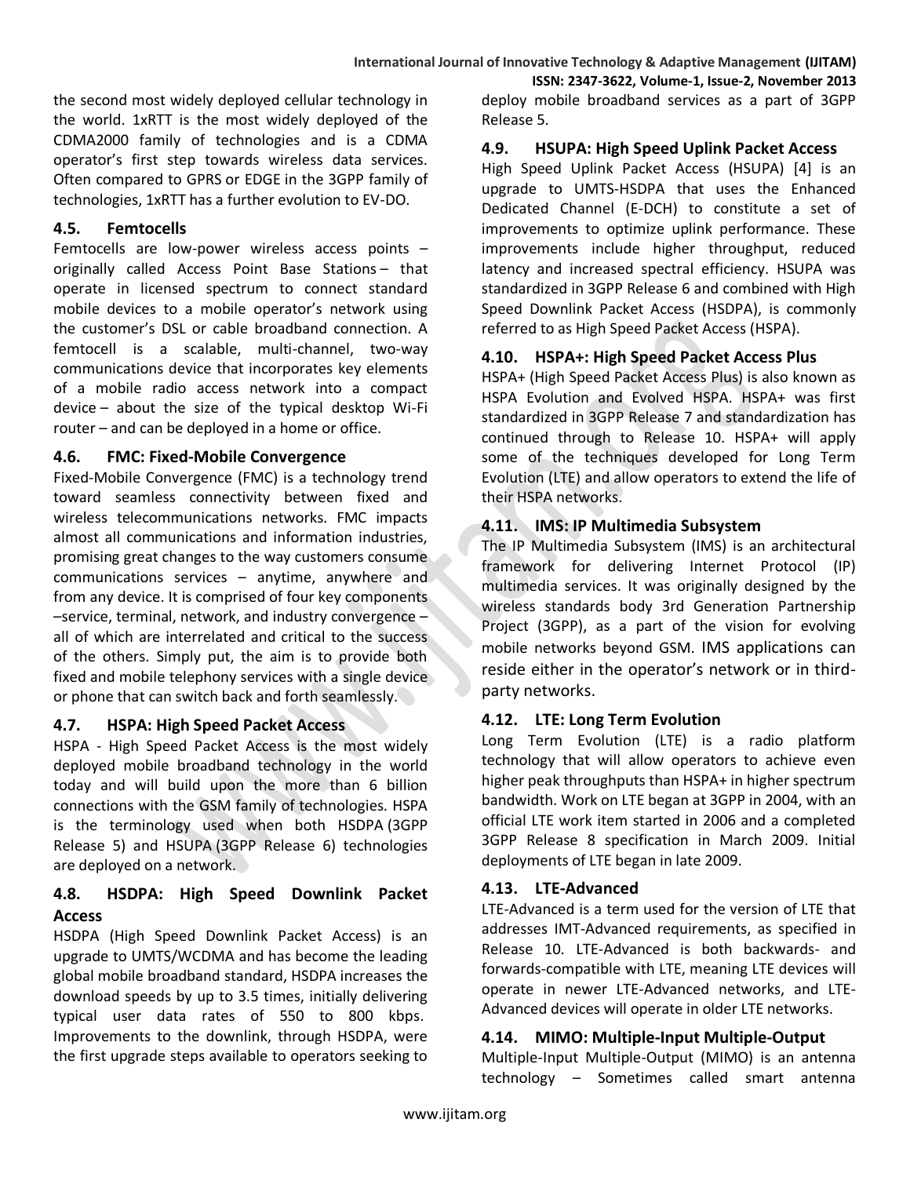the second most widely deployed cellular technology in the world. 1xRTT is the most widely deployed of the CDMA2000 family of technologies and is a CDMA operator's first step towards wireless data services. Often compared to GPRS or EDGE in the 3GPP family of technologies, 1xRTT has a further evolution to EV-DO.

### 4.5. Femtocells

Femtocells are low-power wireless access points – originally called Access Point Base Stations – that operate in licensed spectrum to connect standard mobile devices to a mobile operator's network using the customer's DSL or cable broadband connection. A femtocell is a scalable, multi-channel, two-way communications device that incorporates key elements of a mobile radio access network into a compact device – about the size of the typical desktop Wi-Fi router – and can be deployed in a home or office.

### 4.6. FMC: Fixed-Mobile Convergence

Fixed-Mobile Convergence (FMC) is a technology trend toward seamless connectivity between fixed and wireless telecommunications networks. FMC impacts almost all communications and information industries, promising great changes to the way customers consume communications services – anytime, anywhere and from any device. It is comprised of four key components –service, terminal, network, and industry convergence – all of which are interrelated and critical to the success of the others. Simply put, the aim is to provide both fixed and mobile telephony services with a single device or phone that can switch back and forth seamlessly.

### 4.7. HSPA: High Speed Packet Access

HSPA - High Speed Packet Access is the most widely deployed mobile broadband technology in the world today and will build upon the more than 6 billion connections with the GSM family of technologies. HSPA is the terminology used when both HSDPA (3GPP Release 5) and HSUPA (3GPP Release 6) technologies are deployed on a network.

### 4.8. HSDPA: High Speed Downlink Packet Access

HSDPA (High Speed Downlink Packet Access) is an upgrade to UMTS/WCDMA and has become the leading global mobile broadband standard, HSDPA increases the download speeds by up to 3.5 times, initially delivering typical user data rates of 550 to 800 kbps. Improvements to the downlink, through HSDPA, were the first upgrade steps available to operators seeking to deploy mobile broadband services as a part of 3GPP Release 5.

### 4.9. HSUPA: High Speed Uplink Packet Access

High Speed Uplink Packet Access (HSUPA) [4] is an upgrade to UMTS-HSDPA that uses the Enhanced Dedicated Channel (E-DCH) to constitute a set of improvements to optimize uplink performance. These improvements include higher throughput, reduced latency and increased spectral efficiency. HSUPA was standardized in 3GPP Release 6 and combined with High Speed Downlink Packet Access (HSDPA), is commonly referred to as High Speed Packet Access (HSPA).

### 4.10. HSPA+: High Speed Packet Access Plus

HSPA+ (High Speed Packet Access Plus) is also known as HSPA Evolution and Evolved HSPA. HSPA+ was first standardized in 3GPP Release 7 and standardization has continued through to Release 10. HSPA+ will apply some of the techniques developed for Long Term Evolution (LTE) and allow operators to extend the life of their HSPA networks.

### 4.11. IMS: IP Multimedia Subsystem

The IP Multimedia Subsystem (IMS) is an architectural framework for delivering Internet Protocol (IP) multimedia services. It was originally designed by the wireless standards body 3rd Generation Partnership Project (3GPP), as a part of the vision for evolving mobile networks beyond GSM. IMS applications can reside either in the operator's network or in third-party networks.

### 4.12. LTE: Long Term Evolution

Long Term Evolution (LTE) is a radio platform technology that will allow operators to achieve even higher peak throughputs than HSPA+ in higher spectrum bandwidth. Work on LTE began at 3GPP in 2004, with an official LTE work item started in 2006 and a completed 3GPP Release 8 specification in March 2009. Initial deployments of LTE began in late 2009.

### 4.13. LTE-Advanced

LTE-Advanced is a term used for the version of LTE that addresses IMT-Advanced requirements, as specified in Release 10. LTE-Advanced is both backwards- and forwards-compatible with LTE, meaning LTE devices will operate in newer LTE-Advanced networks, and LTE-Advanced devices will operate in older LTE networks.

### 4.14. MIMO: Multiple-Input Multiple-Output

Multiple-Input Multiple-Output (MIMO) is an antenna technology – Sometimes called smart antenna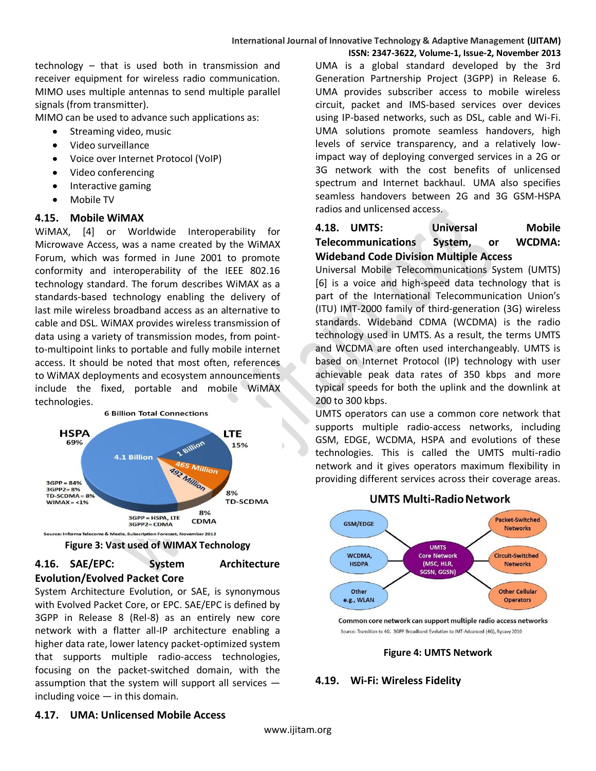technology – that is used both in transmission and receiver equipment for wireless radio communication. MIMO uses multiple antennas to send multiple parallel signals (from transmitter).

MIMO can be used to advance such applications as:

- Streaming video, music
- Video surveillance
- Voice over Internet Protocol (VoIP)
- Video conferencing
- Interactive gaming
- Mobile TV

## 4.15. Mobile WiMAX

WiMAX, [4] or Worldwide Interoperability for Microwave Access, was a name created by the WiMAX Forum, which was formed in June 2001 to promote conformity and interoperability of the IEEE 802.16 technology standard. The forum describes WiMAX as a standards-based technology enabling the delivery of last mile wireless broadband access as an alternative to cable and DSL. WiMAX provides wireless transmission of data using a variety of transmission modes, from point-to-multipoint links to portable and fully mobile internet access. It should be noted that most often, references to WiMAX deployments and ecosystem announcements include the fixed, portable and mobile WiMAX technologies.

**Figure 3: Vast used of WIMAX Technology**

## 4.16. SAE/EPC: System Architecture Evolution/Evolved Packet Core

System Architecture Evolution, or SAE, is synonymous with Evolved Packet Core, or EPC. SAE/EPC is defined by 3GPP in Release 8 (Rel-8) as an entirely new core network with a flatter all-IP architecture enabling a higher data rate, lower latency packet-optimized system that supports multiple radio-access technologies, focusing on the packet-switched domain, with the assumption that the system will support all services — including voice — in this domain.

## 4.17. UMA: Unlicensed Mobile Access

UMA is a global standard developed by the 3rd Generation Partnership Project (3GPP) in Release 6. UMA provides subscriber access to mobile wireless circuit, packet and IMS-based services over devices using IP-based networks, such as DSL, cable and Wi-Fi. UMA solutions promote seamless handovers, high levels of service transparency, and a relatively low-impact way of deploying converged services in a 2G or 3G network with the cost benefits of unlicensed spectrum and Internet backhaul. UMA also specifies seamless handovers between 2G and 3G GSM-HSPA radios and unlicensed access.

## 4.18. UMTS: Universal Mobile Telecommunications System, or WCDMA: Wideband Code Division Multiple Access

Universal Mobile Telecommunications System (UMTS) [6] is a voice and high-speed data technology that is part of the International Telecommunication Union's (ITU) IMT-2000 family of third-generation (3G) wireless standards. Wideband CDMA (WCDMA) is the radio technology used in UMTS. As a result, the terms UMTS and WCDMA are often used interchangeably. UMTS is based on Internet Protocol (IP) technology with user achievable peak data rates of 350 kbps and more typical speeds for both the uplink and the downlink at 200 to 300 kbps.

UMTS operators can use a common core network that supports multiple radio-access networks, including GSM, EDGE, WCDMA, HSPA and evolutions of these technologies. This is called the UMTS multi-radio network and it gives operators maximum flexibility in providing different services across their coverage areas.

**Figure 4: UMTS Network**

## 4.19. Wi-Fi: Wireless Fidelity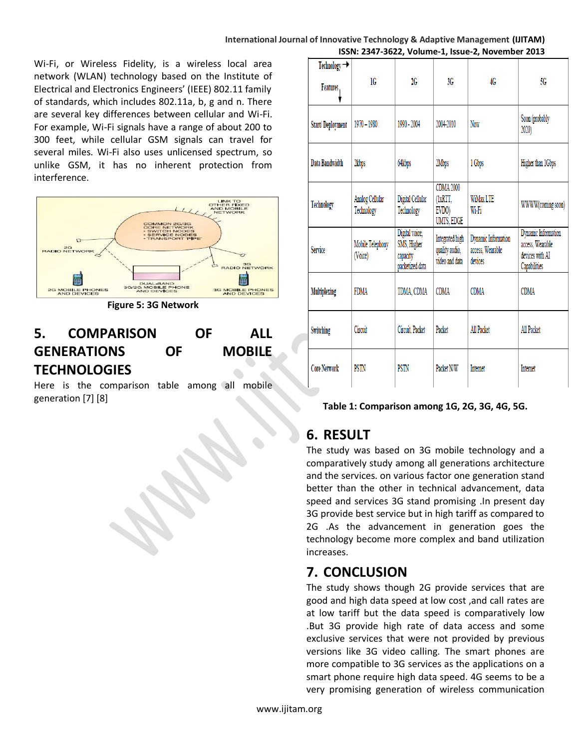Wi-Fi, or Wireless Fidelity, is a wireless local area network (WLAN) technology based on the Institute of Electrical and Electronics Engineers' (IEEE) 802.11 family of standards, which includes 802.11a, b, g and n. There are several key differences between cellular and Wi-Fi. For example, Wi-Fi signals have a range of about 200 to 300 feet, while cellular GSM signals can travel for several miles. Wi-Fi also uses unlicensed spectrum, so unlike GSM, it has no inherent protection from interference.

**Figure 5: 3G Network**

## 5. COMPARISON OF ALL GENERATIONS OF MOBILE TECHNOLOGIES

Here is the comparison table among all mobile generation [7] [8]

| Technology → / Features ↓ | 1G | 2G | 3G | 4G | 5G |
|---|---|---|---|---|---|
| Start/ Deployment | 1970 – 1980 | 1990 - 2004 | 2004-2010 | Now | Soon (probably 2020) |
| Data Bandwidth | 2kbps | 64kbps | 2Mbps | 1 Gbps | Higher than 1Gbps |
| Technology | Analog Cellular Technology | Digital Cellular Technology | CDMA 2000 (1xRTT, EVDO) UMTS, EDGE | WiMax LTE Wi-Fi | WWWW(coming soon) |
| Service | Mobile Telephony (Voice) | Digital voice, SMS, Higher capacity packetized data | Integrated high quality audio, video and data | Dynamic Information access, Wearable devices | Dynamic Information access, Wearable devices with AI Capabilities |
| Multiplexing | FDMA | TDMA, CDMA | CDMA | CDMA | CDMA |
| Switching | Circuit | Circuit, Packet | Packet | All Packet | All Packet |
| Core Network | PSTN | PSTN | Packet N/W | Internet | Internet |

**Table 1: Comparison among 1G, 2G, 3G, 4G, 5G.**

## 6. RESULT

The study was based on 3G mobile technology and a comparatively study among all generations architecture and the services. on various factor one generation stand better than the other in technical advancement, data speed and services 3G stand promising .In present day 3G provide best service but in high tariff as compared to 2G .As the advancement in generation goes the technology become more complex and band utilization increases.

## 7. CONCLUSION

The study shows though 2G provide services that are good and high data speed at low cost ,and call rates are at low tariff but the data speed is comparatively low .But 3G provide high rate of data access and some exclusive services that were not provided by previous versions like 3G video calling. The smart phones are more compatible to 3G services as the applications on a smart phone require high data speed. 4G seems to be a very promising generation of wireless communication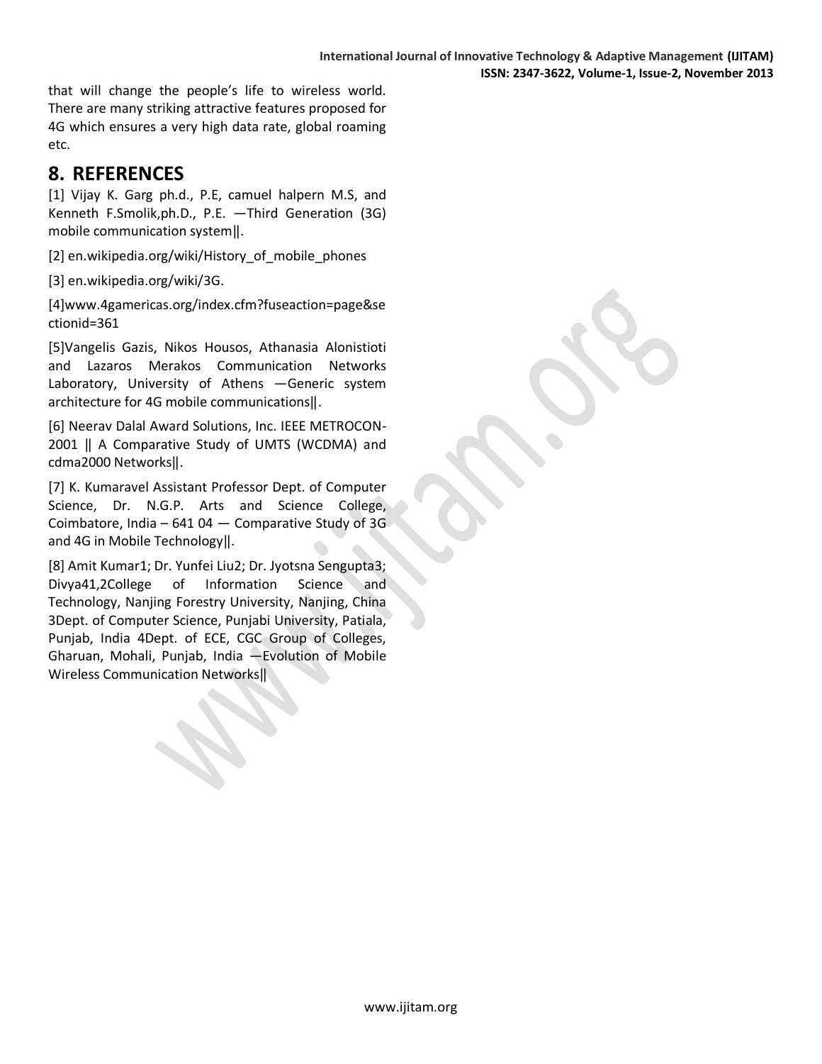that will change the people's life to wireless world. There are many striking attractive features proposed for 4G which ensures a very high data rate, global roaming etc.

## 8. REFERENCES

[1] Vijay K. Garg ph.d., P.E, camuel halpern M.S, and Kenneth F.Smolik,ph.D., P.E. —Third Generation (3G) mobile communication system‖.

[2] en.wikipedia.org/wiki/History_of_mobile_phones

[3] en.wikipedia.org/wiki/3G.

[4]www.4gamericas.org/index.cfm?fuseaction=page&sectionid=361

[5]Vangelis Gazis, Nikos Housos, Athanasia Alonistioti and Lazaros Merakos Communication Networks Laboratory, University of Athens —Generic system architecture for 4G mobile communications‖.

[6] Neerav Dalal Award Solutions, Inc. IEEE METROCON-2001 ‖ A Comparative Study of UMTS (WCDMA) and cdma2000 Networks‖.

[7] K. Kumaravel Assistant Professor Dept. of Computer Science, Dr. N.G.P. Arts and Science College, Coimbatore, India – 641 04 — Comparative Study of 3G and 4G in Mobile Technology‖.

[8] Amit Kumar1; Dr. Yunfei Liu2; Dr. Jyotsna Sengupta3; Divya41,2College of Information Science and Technology, Nanjing Forestry University, Nanjing, China 3Dept. of Computer Science, Punjabi University, Patiala, Punjab, India 4Dept. of ECE, CGC Group of Colleges, Gharuan, Mohali, Punjab, India —Evolution of Mobile Wireless Communication Networks‖